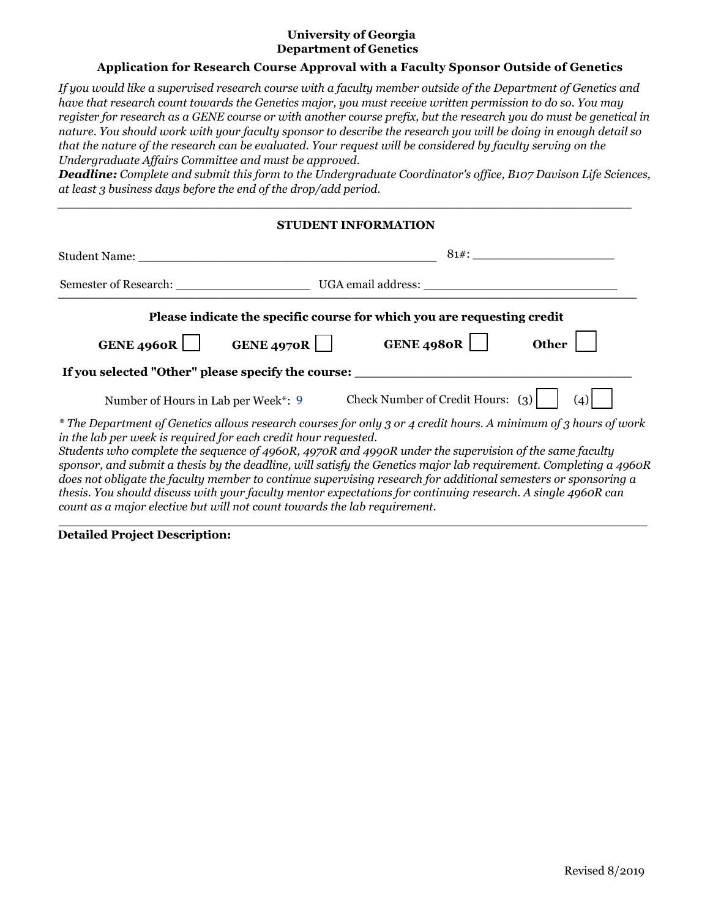**University of Georgia**
**Department of Genetics**

### Application for Research Course Approval with a Faculty Sponsor Outside of Genetics

*If you would like a supervised research course with a faculty member outside of the Department of Genetics and have that research count towards the Genetics major, you must receive written permission to do so. You may register for research as a GENE course or with another course prefix, but the research you do must be genetical in nature. You should work with your faculty sponsor to describe the research you will be doing in enough detail so that the nature of the research can be evaluated. Your request will be considered by faculty serving on the Undergraduate Affairs Committee and must be approved.*

***Deadline:*** *Complete and submit this form to the Undergraduate Coordinator's office, B107 Davison Life Sciences, at least 3 business days before the end of the drop/add period.*

---

**STUDENT INFORMATION**

Student Name: ________________________________________ 81#: ___________________

Semester of Research: __________________ UGA email address: ___________________________

---

**Please indicate the specific course for which you are requesting credit**

**GENE 4960R** ☐ **GENE 4970R** ☐ **GENE 4980R** ☐ **Other** ☐

**If you selected "Other" please specify the course:** ___________________________________

Number of Hours in Lab per Week*: 9 Check Number of Credit Hours: (3) ☐ (4) ☐

*\* The Department of Genetics allows research courses for only 3 or 4 credit hours. A minimum of 3 hours of work in the lab per week is required for each credit hour requested.*
*Students who complete the sequence of 4960R, 4970R and 4990R under the supervision of the same faculty sponsor, and submit a thesis by the deadline, will satisfy the Genetics major lab requirement. Completing a 4960R does not obligate the faculty member to continue supervising research for additional semesters or sponsoring a thesis. You should discuss with your faculty mentor expectations for continuing research. A single 4960R can count as a major elective but will not count towards the lab requirement.*

---

**Detailed Project Description:**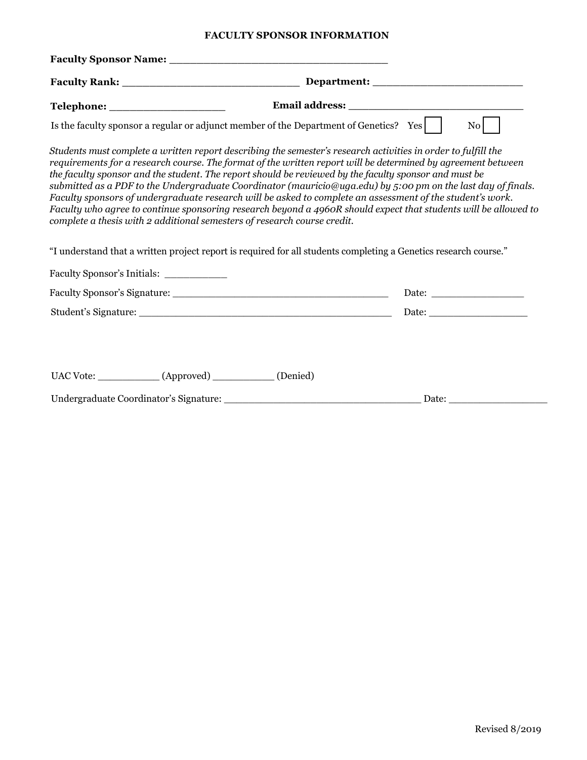## FACULTY SPONSOR INFORMATION

**Faculty Sponsor Name:** ________________________________

**Faculty Rank:** __________________________ **Department:** ______________________

**Telephone:** _________________ **Email address:** __________________________

Is the faculty sponsor a regular or adjunct member of the Department of Genetics? Yes ☐ No ☐

*Students must complete a written report describing the semester's research activities in order to fulfill the requirements for a research course. The format of the written report will be determined by agreement between the faculty sponsor and the student. The report should be reviewed by the faculty sponsor and must be submitted as a PDF to the Undergraduate Coordinator (mauricio@uga.edu) by 5:00 pm on the last day of finals. Faculty sponsors of undergraduate research will be asked to complete an assessment of the student's work. Faculty who agree to continue sponsoring research beyond a 4960R should expect that students will be allowed to complete a thesis with 2 additional semesters of research course credit.*

"I understand that a written project report is required for all students completing a Genetics research course."

Faculty Sponsor's Initials: __________

Faculty Sponsor's Signature: ___________________________________ Date: _______________

Student's Signature: ________________________________________ Date: ________________

UAC Vote: __________ (Approved) __________ (Denied)

Undergraduate Coordinator's Signature: _______________________________ Date: ________________

Revised 8/2019